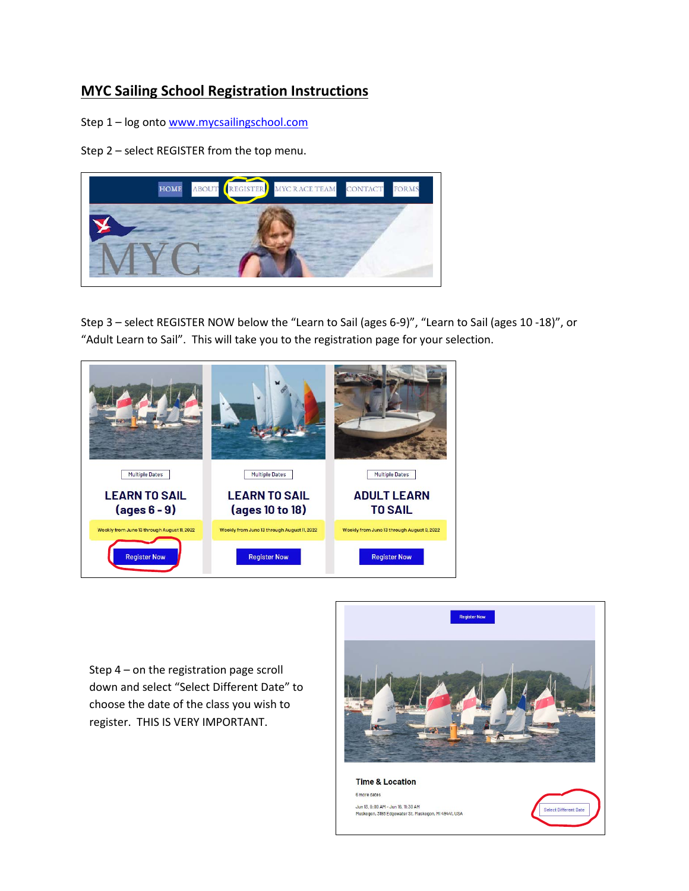## MYC Sailing School Registration Instructions

Step 1 – log onto www.mycsailingschool.com

Step 2 – select REGISTER from the top menu.

HOME ABOUT REGISTER MYC RACE TEAM CONTACT FORMS

MYC

Step 3 – select REGISTER NOW below the "Learn to Sail (ages 6-9)", "Learn to Sail (ages 10 -18)", or "Adult Learn to Sail". This will take you to the registration page for your selection.

Multiple Dates

LEARN TO SAIL (ages 6 - 9)

Weekly from June 13 through August 11, 2022

Register Now

Multiple Dates

LEARN TO SAIL (ages 10 to 18)

Weekly from June 13 through August 11, 2022

Register Now

Multiple Dates

ADULT LEARN TO SAIL

Weekly from June 13 through August 9, 2022

Register Now

Step 4 – on the registration page scroll down and select "Select Different Date" to choose the date of the class you wish to register. THIS IS VERY IMPORTANT.

Register Now

Time & Location

6 more dates

Jun 13, 9:00 AM - Jun 16, 11:30 AM
Muskegon, 3198 Edgewater St, Muskegon, MI 49441, USA

Select Different Date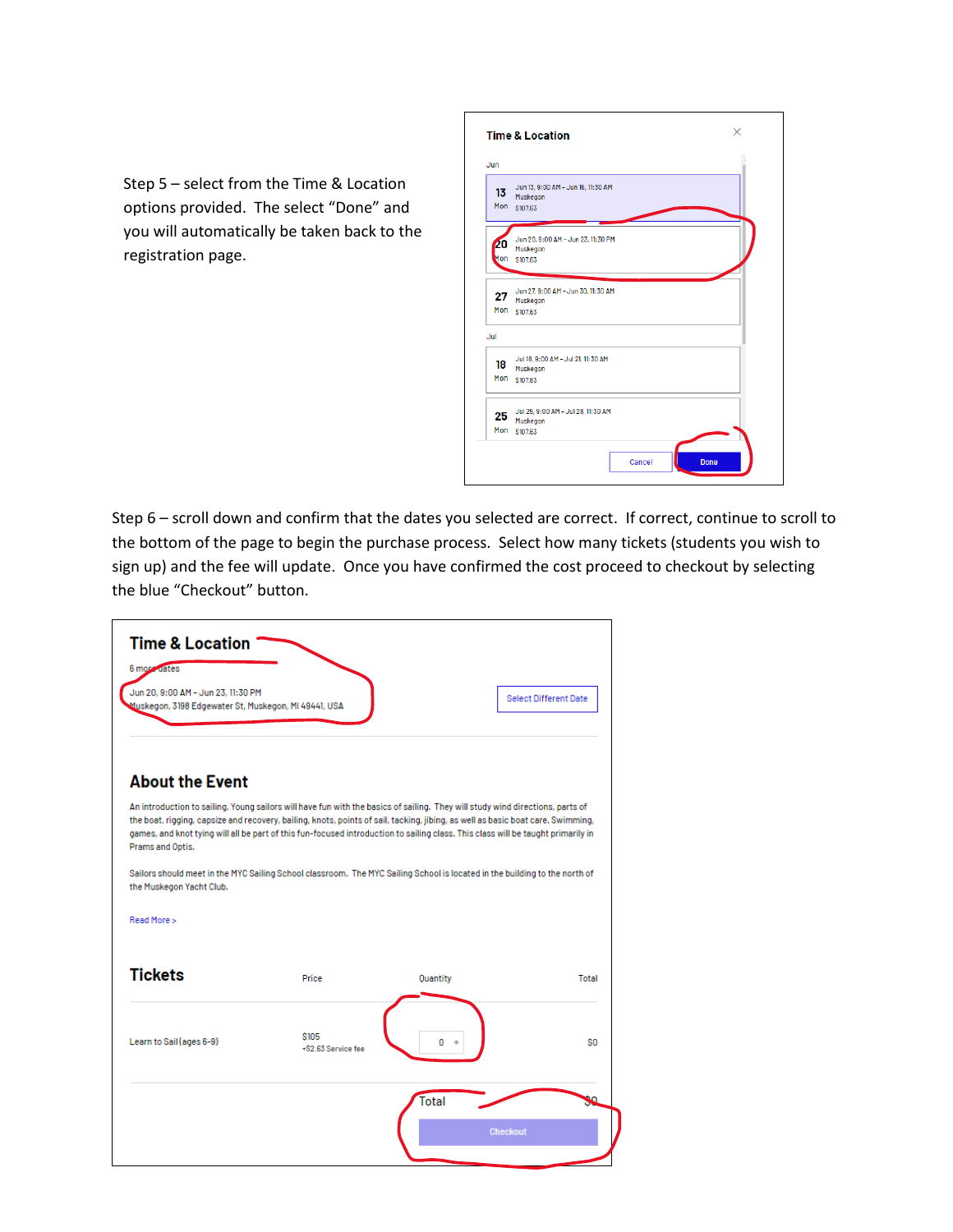Step 5 – select from the Time & Location options provided. The select "Done" and you will automatically be taken back to the registration page.

Time & Location

Jun

13 Mon — Jun 13, 9:00 AM – Jun 16, 11:30 AM, Muskegon, $107.63

20 Mon — Jun 20, 9:00 AM – Jun 23, 11:30 PM, Muskegon, $107.63

27 Mon — Jun 27, 9:00 AM – Jun 30, 11:30 AM, Muskegon, $107.63

Jul

18 Mon — Jul 18, 9:00 AM – Jul 21, 11:30 AM, Muskegon, $107.63

25 Mon — Jul 25, 9:00 AM – Jul 28, 11:30 AM, Muskegon, $107.63

Cancel Done

Step 6 – scroll down and confirm that the dates you selected are correct. If correct, continue to scroll to the bottom of the page to begin the purchase process. Select how many tickets (students you wish to sign up) and the fee will update. Once you have confirmed the cost proceed to checkout by selecting the blue "Checkout" button.

## Time & Location

6 more dates

Jun 20, 9:00 AM – Jun 23, 11:30 PM
Muskegon, 3198 Edgewater St, Muskegon, MI 49441, USA

Select Different Date

## About the Event

An introduction to sailing. Young sailors will have fun with the basics of sailing. They will study wind directions, parts of the boat, rigging, capsize and recovery, bailing, knots, points of sail, tacking, jibing, as well as basic boat care. Swimming, games, and knot tying will all be part of this fun-focused introduction to sailing class. This class will be taught primarily in Prams and Optis.

Sailors should meet in the MYC Sailing School classroom. The MYC Sailing School is located in the building to the north of the Muskegon Yacht Club.

Read More >

## Tickets

| Tickets | Price | Quantity | Total |
|---|---|---|---|
| Learn to Sail (ages 6-9) | $105 +$2.63 Service fee | 0 + | $0 |

Total $0

Checkout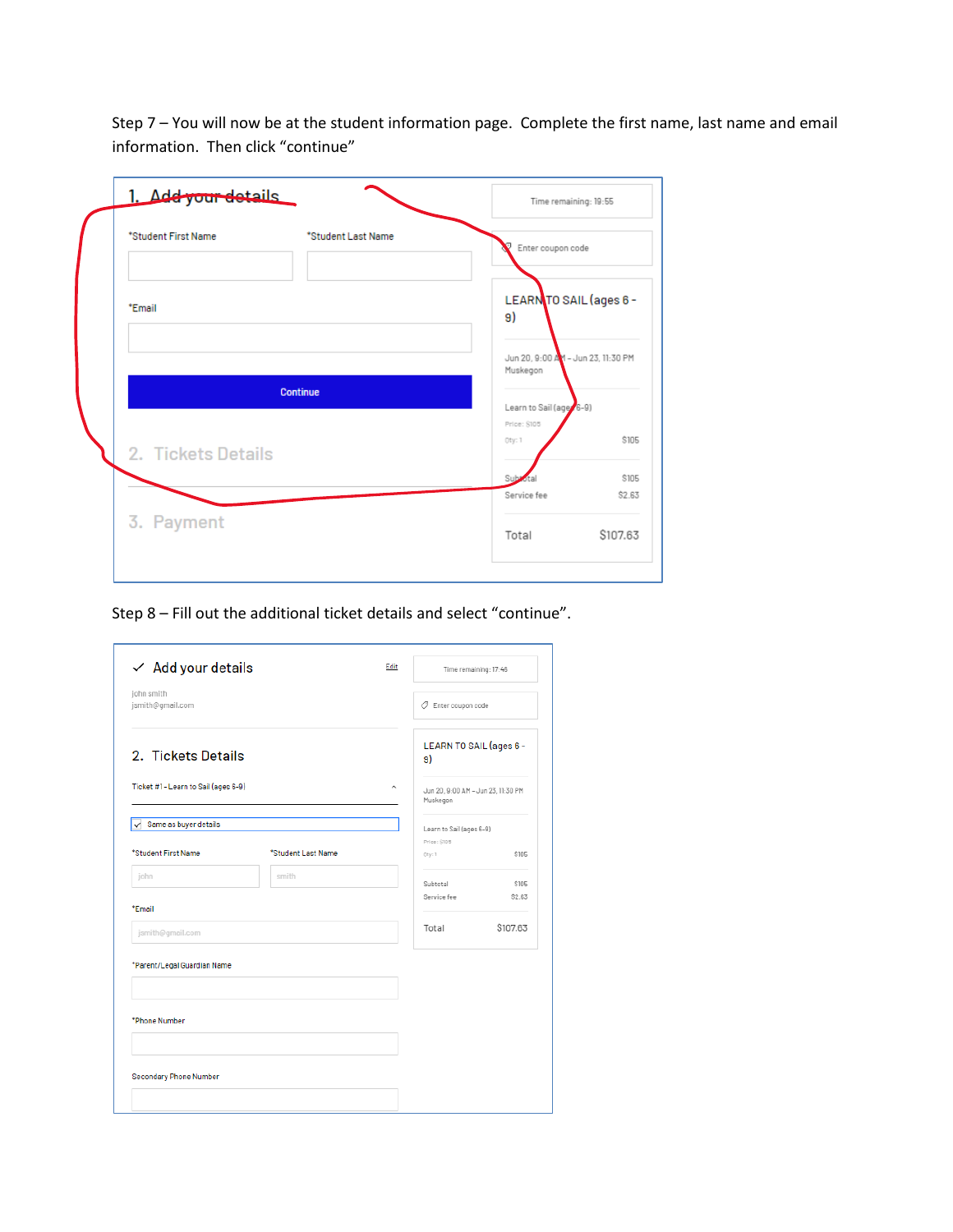Step 7 – You will now be at the student information page. Complete the first name, last name and email information. Then click "continue"

1. Add your details

*Student First Name

*Student Last Name

*Email

Continue

2. Tickets Details

3. Payment

Time remaining: 19:55

Enter coupon code

LEARN TO SAIL (ages 6 - 9)

Jun 20, 9:00 AM - Jun 23, 11:30 PM
Muskegon

Learn to Sail (ages 6-9)
Price: $105
Qty: 1 $105

Subtotal $105
Service fee $2.63

Total $107.63

Step 8 – Fill out the additional ticket details and select "continue".

✓ Add your details Edit

john smith
jsmith@gmail.com

2. Tickets Details

Ticket #1 - Learn to Sail (ages 6-9)

☑ Same as buyer details

*Student First Name
john

*Student Last Name
smith

*Email
jsmith@gmail.com

*Parent/Legal Guardian Name

*Phone Number

Secondary Phone Number

Time remaining: 17:46

Enter coupon code

LEARN TO SAIL (ages 6 - 9)

Jun 20, 9:00 AM - Jun 23, 11:30 PM
Muskegon

Learn to Sail (ages 6-9)
Price: $105
Qty: 1 $105

Subtotal $105
Service fee $2.63

Total $107.63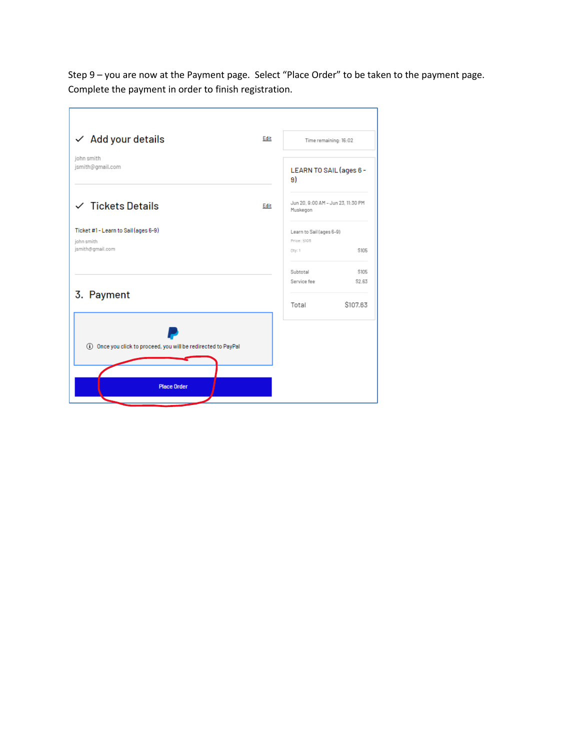Step 9 – you are now at the Payment page. Select "Place Order" to be taken to the payment page. Complete the payment in order to finish registration.

✓ Add your details

Edit

john smith
jsmith@gmail.com

✓ Tickets Details

Edit

Ticket #1 - Learn to Sail (ages 6-9)
john smith
jsmith@gmail.com

3. Payment

Once you click to proceed, you will be redirected to PayPal

Place Order

Time remaining: 16:02

LEARN TO SAIL (ages 6 - 9)

Jun 20, 9:00 AM - Jun 23, 11:30 PM
Muskegon

Learn to Sail (ages 6-9)
Price: $105
Qty: 1 $105

Subtotal $105
Service fee $2.63

Total $107.63